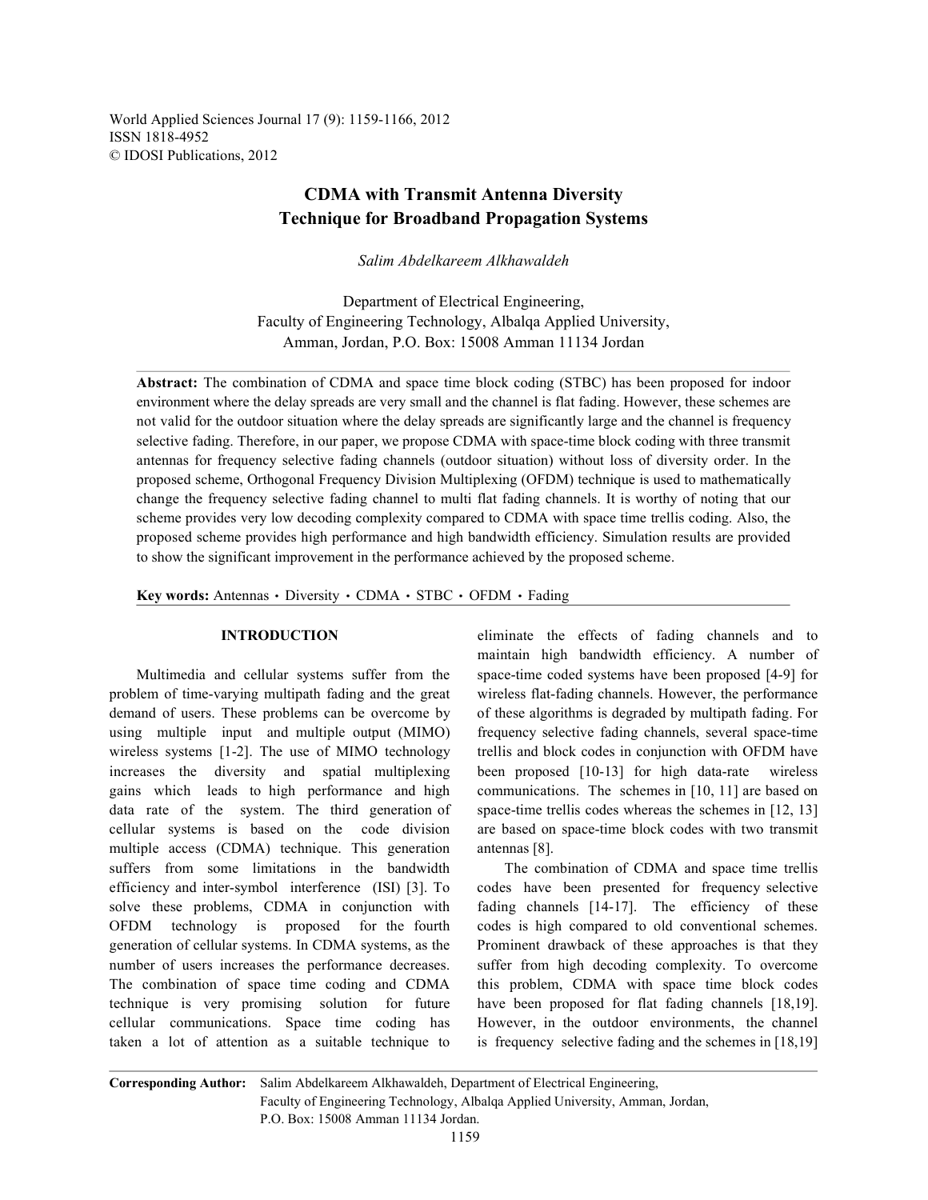# CDMA with Transmit Antenna Diversity Technique for Broadband Propagation Systems

*Salim Abdelkareem Alkhawaldeh*

Department of Electrical Engineering,
Faculty of Engineering Technology, Albalqa Applied University,
Amman, Jordan, P.O. Box: 15008 Amman 11134 Jordan

**Abstract:** The combination of CDMA and space time block coding (STBC) has been proposed for indoor environment where the delay spreads are very small and the channel is flat fading. However, these schemes are not valid for the outdoor situation where the delay spreads are significantly large and the channel is frequency selective fading. Therefore, in our paper, we propose CDMA with space-time block coding with three transmit antennas for frequency selective fading channels (outdoor situation) without loss of diversity order. In the proposed scheme, Orthogonal Frequency Division Multiplexing (OFDM) technique is used to mathematically change the frequency selective fading channel to multi flat fading channels. It is worthy of noting that our scheme provides very low decoding complexity compared to CDMA with space time trellis coding. Also, the proposed scheme provides high performance and high bandwidth efficiency. Simulation results are provided to show the significant improvement in the performance achieved by the proposed scheme.

**Key words:** Antennas • Diversity • CDMA • STBC • OFDM • Fading

## INTRODUCTION

Multimedia and cellular systems suffer from the problem of time-varying multipath fading and the great demand of users. These problems can be overcome by using multiple input and multiple output (MIMO) wireless systems [1-2]. The use of MIMO technology increases the diversity and spatial multiplexing gains which leads to high performance and high data rate of the system. The third generation of cellular systems is based on the code division multiple access (CDMA) technique. This generation suffers from some limitations in the bandwidth efficiency and inter-symbol interference (ISI) [3]. To solve these problems, CDMA in conjunction with OFDM technology is proposed for the fourth generation of cellular systems. In CDMA systems, as the number of users increases the performance decreases. The combination of space time coding and CDMA technique is very promising solution for future cellular communications. Space time coding has taken a lot of attention as a suitable technique to eliminate the effects of fading channels and to maintain high bandwidth efficiency. A number of space-time coded systems have been proposed [4-9] for wireless flat-fading channels. However, the performance of these algorithms is degraded by multipath fading. For frequency selective fading channels, several space-time trellis and block codes in conjunction with OFDM have been proposed [10-13] for high data-rate wireless communications. The schemes in [10, 11] are based on space-time trellis codes whereas the schemes in [12, 13] are based on space-time block codes with two transmit antennas [8].

The combination of CDMA and space time trellis codes have been presented for frequency selective fading channels [14-17]. The efficiency of these codes is high compared to old conventional schemes. Prominent drawback of these approaches is that they suffer from high decoding complexity. To overcome this problem, CDMA with space time block codes have been proposed for flat fading channels [18,19]. However, in the outdoor environments, the channel is frequency selective fading and the schemes in [18,19]

**Corresponding Author:** Salim Abdelkareem Alkhawaldeh, Department of Electrical Engineering, Faculty of Engineering Technology, Albalqa Applied University, Amman, Jordan, P.O. Box: 15008 Amman 11134 Jordan.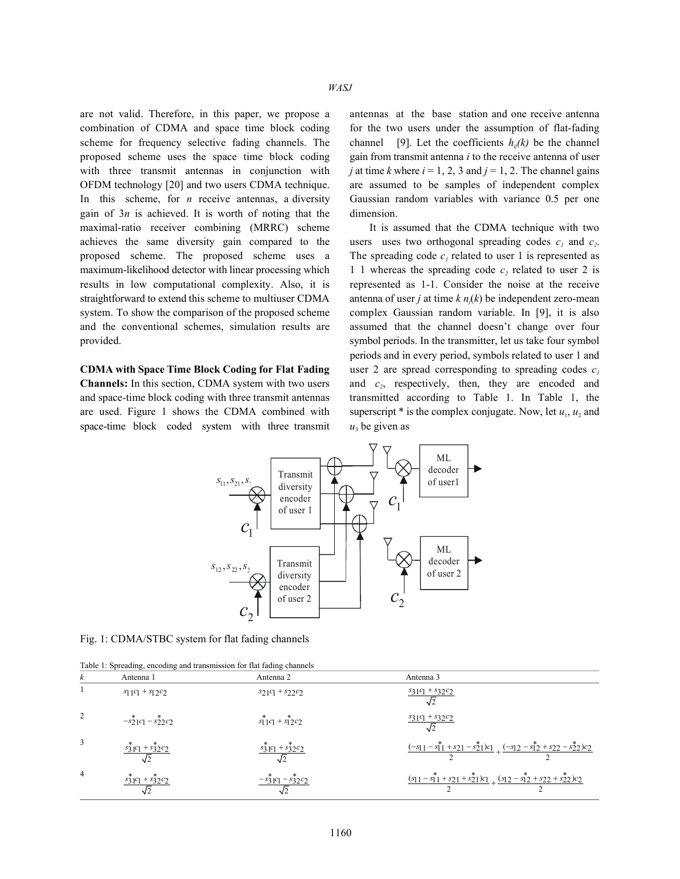are not valid. Therefore, in this paper, we propose a combination of CDMA and space time block coding scheme for frequency selective fading channels. The proposed scheme uses the space time block coding with three transmit antennas in conjunction with OFDM technology [20] and two users CDMA technique. In this scheme, for $n$ receive antennas, a diversity gain of $3n$ is achieved. It is worth of noting that the maximal-ratio receiver combining (MRRC) scheme achieves the same diversity gain compared to the proposed scheme. The proposed scheme uses a maximum-likelihood detector with linear processing which results in low computational complexity. Also, it is straightforward to extend this scheme to multiuser CDMA system. To show the comparison of the proposed scheme and the conventional schemes, simulation results are provided.

**CDMA with Space Time Block Coding for Flat Fading Channels:** In this section, CDMA system with two users and space-time block coding with three transmit antennas are used. Figure 1 shows the CDMA combined with space-time block coded system with three transmit antennas at the base station and one receive antenna for the two users under the assumption of flat-fading channel [9]. Let the coefficients $h_{ij}(k)$ be the channel gain from transmit antenna $i$ to the receive antenna of user $j$ at time $k$ where $i = 1, 2, 3$ and $j = 1, 2$. The channel gains are assumed to be samples of independent complex Gaussian random variables with variance 0.5 per one dimension.

It is assumed that the CDMA technique with two users uses two orthogonal spreading codes $c_1$ and $c_2$. The spreading code $c_1$ related to user 1 is represented as 1 1 whereas the spreading code $c_2$ related to user 2 is represented as 1-1. Consider the noise at the receive antenna of user $j$ at time $k$ $n_j(k)$ be independent zero-mean complex Gaussian random variable. In [9], it is also assumed that the channel doesn't change over four symbol periods. In the transmitter, let us take four symbol periods and in every period, symbols related to user 1 and user 2 are spread corresponding to spreading codes $c_1$ and $c_2$, respectively, then, they are encoded and transmitted according to Table 1. In Table 1, the superscript * is the complex conjugate. Now, let $u_1$, $u_2$ and $u_3$ be given as

Fig. 1: CDMA/STBC system for flat fading channels

Table 1: Spreading, encoding and transmission for flat fading channels

| $k$ | Antenna 1 | Antenna 2 | Antenna 3 |
|---|---|---|---|
| 1 | $s_{11}c_1 + s_{12}c_2$ | $s_{21}c_1 + s_{22}c_2$ | $\frac{s_{31}c_1 + s_{32}c_2}{\sqrt{2}}$ |
| 2 | $-s_{21}^*c_1 - s_{22}^*c_2$ | $s_{11}^*c_1 + s_{12}^*c_2$ | $\frac{s_{31}c_1 + s_{32}c_2}{\sqrt{2}}$ |
| 3 | $\frac{s_{31}^*c_1 + s_{32}^*c_2}{\sqrt{2}}$ | $\frac{s_{31}^*c_1 + s_{32}^*c_2}{\sqrt{2}}$ | $\frac{(-s_{11} - s_{11}^* + s_{21} - s_{21}^*)c_1}{2} + \frac{(-s_{12} - s_{12}^* + s_{22} - s_{22}^*)c_2}{2}$ |
| 4 | $\frac{s_{31}^*c_1 + s_{32}^*c_2}{\sqrt{2}}$ | $\frac{-s_{31}^*c_1 - s_{32}^*c_2}{\sqrt{2}}$ | $\frac{(s_{11} - s_{11}^* + s_{21} + s_{21}^*)c_1}{2} + \frac{(s_{12} - s_{12}^* + s_{22} + s_{22}^*)c_2}{2}$ |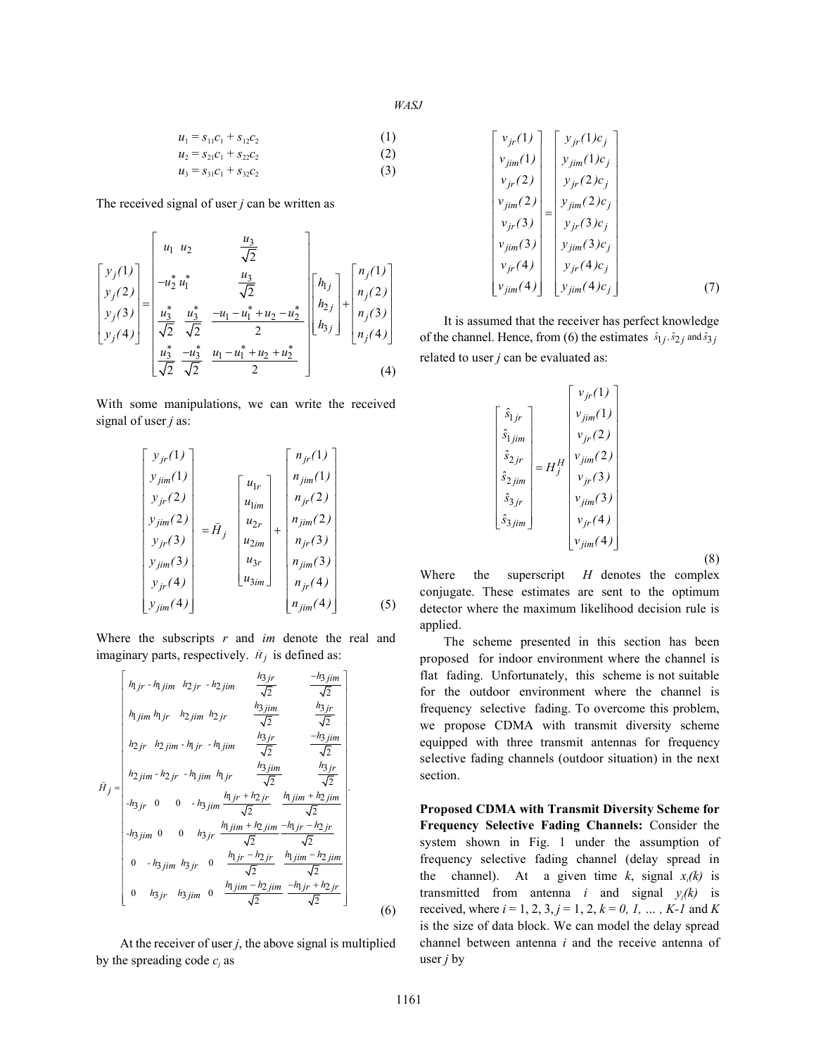$$u_1 = s_{11}c_1 + s_{12}c_2 \quad (1)$$

$$u_2 = s_{21}c_1 + s_{22}c_2 \quad (2)$$

$$u_3 = s_{31}c_1 + s_{32}c_2 \quad (3)$$

The received signal of user *j* can be written as

$$\begin{bmatrix} y_j(1) \\ y_j(2) \\ y_j(3) \\ y_j(4) \end{bmatrix} = \begin{bmatrix} u_1 & u_2 & \frac{u_3}{\sqrt{2}} \\ -u_2^* & u_1^* & \frac{u_3}{\sqrt{2}} \\ \frac{u_3^*}{\sqrt{2}} & \frac{u_3^*}{\sqrt{2}} & \frac{-u_1 - u_1^* + u_2 - u_2^*}{2} \\ \frac{u_3^*}{\sqrt{2}} & \frac{-u_3^*}{\sqrt{2}} & \frac{u_1 - u_1^* + u_2 + u_2^*}{2} \end{bmatrix} \begin{bmatrix} h_{1j} \\ h_{2j} \\ h_{3j} \end{bmatrix} + \begin{bmatrix} n_j(1) \\ n_j(2) \\ n_j(3) \\ n_j(4) \end{bmatrix} \quad (4)$$

With some manipulations, we can write the received signal of user *j* as:

$$\begin{bmatrix} y_{jr}(1) \\ y_{jim}(1) \\ y_{jr}(2) \\ y_{jim}(2) \\ y_{jr}(3) \\ y_{jim}(3) \\ y_{jr}(4) \\ y_{jim}(4) \end{bmatrix} = \bar{H}_j \begin{bmatrix} u_{1r} \\ u_{1im} \\ u_{2r} \\ u_{2im} \\ u_{3r} \\ u_{3im} \end{bmatrix} + \begin{bmatrix} n_{jr}(1) \\ n_{jim}(1) \\ n_{jr}(2) \\ n_{jim}(2) \\ n_{jr}(3) \\ n_{jim}(3) \\ n_{jr}(4) \\ n_{jim}(4) \end{bmatrix} \quad (5)$$

Where the subscripts *r* and *im* denote the real and imaginary parts, respectively. $\bar{H}_j$ is defined as:

$$\bar{H}_j = \begin{bmatrix} h_{1jr} & -h_{1jim} & h_{2jr} & -h_{2jim} & \frac{h_{3jr}}{\sqrt{2}} & \frac{-h_{3jim}}{\sqrt{2}} \\ h_{1jim} & h_{1jr} & h_{2jim} & h_{2jr} & \frac{h_{3jim}}{\sqrt{2}} & \frac{h_{3jr}}{\sqrt{2}} \\ h_{2jr} & h_{2jim} & -h_{1jr} & -h_{1jim} & \frac{h_{3jr}}{\sqrt{2}} & \frac{-h_{3jim}}{\sqrt{2}} \\ h_{2jim} & -h_{2jr} & -h_{1jim} & h_{1jr} & \frac{h_{3jim}}{\sqrt{2}} & \frac{h_{3jr}}{\sqrt{2}} \\ -h_{3jr} & 0 & 0 & -h_{3jim} & \frac{h_{1jr} + h_{2jr}}{\sqrt{2}} & \frac{h_{1jim} + h_{2jim}}{\sqrt{2}} \\ -h_{3jim} & 0 & 0 & h_{3jr} & \frac{h_{1jim} + h_{2jim}}{\sqrt{2}} & \frac{-h_{1jr} - h_{2jr}}{\sqrt{2}} \\ 0 & -h_{3jim} & h_{3jr} & 0 & \frac{h_{1jr} - h_{2jr}}{\sqrt{2}} & \frac{h_{1jim} - h_{2jim}}{\sqrt{2}} \\ 0 & h_{3jr} & h_{3jim} & 0 & \frac{h_{1jim} - h_{2jim}}{\sqrt{2}} & \frac{-h_{1jr} + h_{2jr}}{\sqrt{2}} \end{bmatrix} . \quad (6)$$

At the receiver of user *j*, the above signal is multiplied by the spreading code $c_j$ as

$$\begin{bmatrix} v_{jr}(1) \\ v_{jim}(1) \\ v_{jr}(2) \\ v_{jim}(2) \\ v_{jr}(3) \\ v_{jim}(3) \\ v_{jr}(4) \\ v_{jim}(4) \end{bmatrix} = \begin{bmatrix} y_{jr}(1)c_j \\ y_{jim}(1)c_j \\ y_{jr}(2)c_j \\ y_{jim}(2)c_j \\ y_{jr}(3)c_j \\ y_{jim}(3)c_j \\ y_{jr}(4)c_j \\ y_{jim}(4)c_j \end{bmatrix} \quad (7)$$

It is assumed that the receiver has perfect knowledge of the channel. Hence, from (6) the estimates $\hat{s}_{1j}, \hat{s}_{2j}$ and $\hat{s}_{3j}$ related to user *j* can be evaluated as:

$$\begin{bmatrix} \hat{s}_{1jr} \\ \hat{s}_{1jim} \\ \hat{s}_{2jr} \\ \hat{s}_{2jim} \\ \hat{s}_{3jr} \\ \hat{s}_{3jim} \end{bmatrix} = H_j^H \begin{bmatrix} v_{jr}(1) \\ v_{jim}(1) \\ v_{jr}(2) \\ v_{jim}(2) \\ v_{jr}(3) \\ v_{jim}(3) \\ v_{jr}(4) \\ v_{jim}(4) \end{bmatrix} \quad (8)$$

Where the superscript $H$ denotes the complex conjugate. These estimates are sent to the optimum detector where the maximum likelihood decision rule is applied.

The scheme presented in this section has been proposed for indoor environment where the channel is flat fading. Unfortunately, this scheme is not suitable for the outdoor environment where the channel is frequency selective fading. To overcome this problem, we propose CDMA with transmit diversity scheme equipped with three transmit antennas for frequency selective fading channels (outdoor situation) in the next section.

**Proposed CDMA with Transmit Diversity Scheme for Frequency Selective Fading Channels:** Consider the system shown in Fig. 1 under the assumption of frequency selective fading channel (delay spread in the channel). At a given time *k*, signal $x_i(k)$ is transmitted from antenna *i* and signal $y_j(k)$ is received, where $i = 1, 2, 3$, $j = 1, 2$, $k = 0, 1, \ldots, K-1$ and $K$ is the size of data block. We can model the delay spread channel between antenna *i* and the receive antenna of user *j* by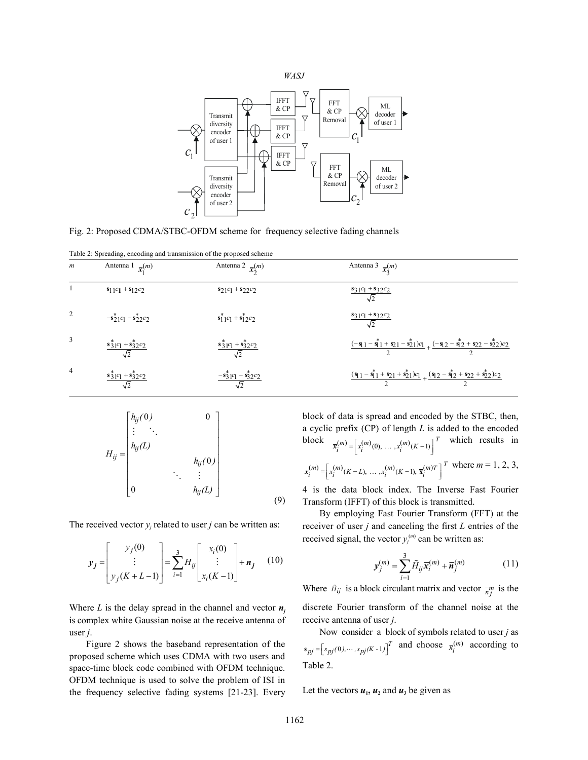Fig. 2: Proposed CDMA/STBC-OFDM scheme for frequency selective fading channels

Table 2: Spreading, encoding and transmission of the proposed scheme

| $m$ | Antenna 1 $\bar{x}_1^{(m)}$ | Antenna 2 $\bar{x}_2^{(m)}$ | Antenna 3 $\bar{x}_3^{(m)}$ |
|---|---|---|---|
| 1 | $s_{11}c_1 + s_{12}c_2$ | $s_{21}c_1 + s_{22}c_2$ | $\frac{s_{31}c_1 + s_{32}c_2}{\sqrt{2}}$ |
| 2 | $-s_{21}^*c_1 - s_{22}^*c_2$ | $s_{11}^*c_1 + s_{12}^*c_2$ | $\frac{s_{31}c_1 + s_{32}c_2}{\sqrt{2}}$ |
| 3 | $\frac{s_{31}^*c_1 + s_{32}^*c_2}{\sqrt{2}}$ | $\frac{s_{31}^*c_1 + s_{32}^*c_2}{\sqrt{2}}$ | $\frac{(-s_{11} - s_{11}^* + s_{21} - s_{21}^*)c_1}{2} + \frac{(-s_{12} - s_{12}^* + s_{22} - s_{22}^*)c_2}{2}$ |
| 4 | $\frac{s_{31}^*c_1 + s_{32}^*c_2}{\sqrt{2}}$ | $\frac{-s_{31}^*c_1 - s_{32}^*c_2}{\sqrt{2}}$ | $\frac{(s_{11} - s_{11}^* + s_{21} + s_{21}^*)c_1}{2} + \frac{(s_{12} - s_{12}^* + s_{22} + s_{22}^*)c_2}{2}$ |

$$H_{ij} = \begin{bmatrix} h_{ij}(0) & & & 0 \\ \vdots & \ddots & & \\ h_{ij}(L) & & & \\ & & & h_{ij}(0) \\ & & \ddots & \vdots \\ 0 & & & h_{ij}(L) \end{bmatrix} \quad (9)$$

The received vector $y_j$ related to user $j$ can be written as:

$$\boldsymbol{y_j} = \begin{bmatrix} y_j(0) \\ \vdots \\ y_j(K+L-1) \end{bmatrix} = \sum_{i=1}^{3} H_{ij} \begin{bmatrix} x_i(0) \\ \vdots \\ x_i(K-1) \end{bmatrix} + \boldsymbol{n_j} \quad (10)$$

Where $L$ is the delay spread in the channel and vector $\boldsymbol{n}_j$ is complex white Gaussian noise at the receive antenna of user $j$.

Figure 2 shows the baseband representation of the proposed scheme which uses CDMA with two users and space-time block code combined with OFDM technique. OFDM technique is used to solve the problem of ISI in the frequency selective fading systems [21-23]. Every block of data is spread and encoded by the STBC, then, a cyclic prefix (CP) of length $L$ is added to the encoded block $\bar{\boldsymbol{x}}_i^{(m)} = \left[ x_i^{(m)}(0), \dots, x_i^{(m)}(K-1) \right]^T$ which results in $\boldsymbol{x}_i^{(m)} = \left[ x_i^{(m)}(K-L), \dots, x_i^{(m)}(K-1), \bar{\boldsymbol{x}}_i^{(m)T} \right]^T$ where $m = 1, 2, 3, 4$ is the data block index. The Inverse Fast Fourier Transform (IFFT) of this block is transmitted.

By employing Fast Fourier Transform (FFT) at the receiver of user $j$ and canceling the first $L$ entries of the received signal, the vector $y_j^{(m)}$ can be written as:

$$\boldsymbol{y}_j^{(m)} = \sum_{i=1}^{3} \tilde{H}_{ij} \bar{\boldsymbol{x}}_i^{(m)} + \bar{\boldsymbol{n}}_j^{(m)} \quad (11)$$

Where $\tilde{H}_{ij}$ is a block circulant matrix and vector $\bar{n}_j^m$ is the discrete Fourier transform of the channel noise at the receive antenna of user $j$.

Now consider a block of symbols related to user $j$ as $\boldsymbol{s}_{pj} = \left[ s_{pj}(0), \cdots, s_{pj}(K-1) \right]^T$ and choose $\bar{x}_i^{(m)}$ according to Table 2.

Let the vectors $\boldsymbol{u}_1$, $\boldsymbol{u}_2$ and $\boldsymbol{u}_3$ be given as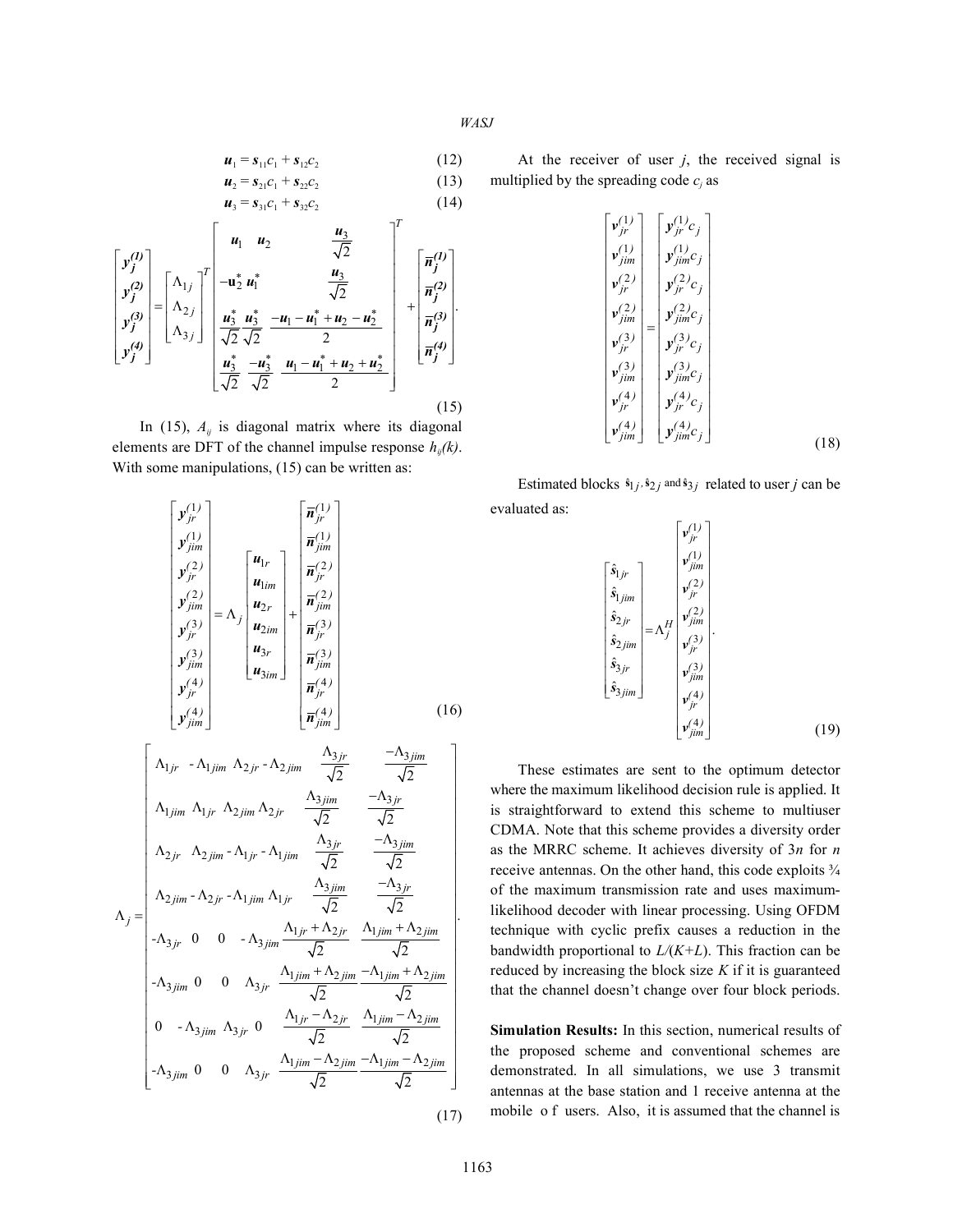$$\boldsymbol{u}_1 = \boldsymbol{s}_{11}c_1 + \boldsymbol{s}_{12}c_2 \tag{12}$$

$$\boldsymbol{u}_2 = \boldsymbol{s}_{21}c_1 + \boldsymbol{s}_{22}c_2 \tag{13}$$

$$\boldsymbol{u}_3 = \boldsymbol{s}_{31}c_1 + \boldsymbol{s}_{32}c_2 \tag{14}$$

$$\begin{bmatrix} \boldsymbol{y}_j^{(1)} \\ \boldsymbol{y}_j^{(2)} \\ \boldsymbol{y}_j^{(3)} \\ \boldsymbol{y}_j^{(4)} \end{bmatrix} = \begin{bmatrix} \Lambda_{1j} \\ \Lambda_{2j} \\ \Lambda_{3j} \end{bmatrix}^T \begin{bmatrix} \boldsymbol{u}_1 & \boldsymbol{u}_2 & \frac{\boldsymbol{u}_3}{\sqrt{2}} \\ -\boldsymbol{u}_2^* & \boldsymbol{u}_1^* & \frac{\boldsymbol{u}_3}{\sqrt{2}} \\ \frac{\boldsymbol{u}_3^*}{\sqrt{2}} & \frac{\boldsymbol{u}_3^*}{\sqrt{2}} & \frac{-\boldsymbol{u}_1 - \boldsymbol{u}_1^* + \boldsymbol{u}_2 - \boldsymbol{u}_2^*}{2} \\ \frac{\boldsymbol{u}_3^*}{\sqrt{2}} & \frac{-\boldsymbol{u}_3^*}{\sqrt{2}} & \frac{\boldsymbol{u}_1 - \boldsymbol{u}_1^* + \boldsymbol{u}_2 + \boldsymbol{u}_2^*}{2} \end{bmatrix}^T + \begin{bmatrix} \overline{\boldsymbol{n}}_j^{(1)} \\ \overline{\boldsymbol{n}}_j^{(2)} \\ \overline{\boldsymbol{n}}_j^{(3)} \\ \overline{\boldsymbol{n}}_j^{(4)} \end{bmatrix}. \tag{15}$$

In (15), $A_{ij}$ is diagonal matrix where its diagonal elements are DFT of the channel impulse response $h_{ij}(k)$. With some manipulations, (15) can be written as:

$$\begin{bmatrix} \boldsymbol{y}_{jr}^{(1)} \\ \boldsymbol{y}_{jim}^{(1)} \\ \boldsymbol{y}_{jr}^{(2)} \\ \boldsymbol{y}_{jim}^{(2)} \\ \boldsymbol{y}_{jr}^{(3)} \\ \boldsymbol{y}_{jim}^{(3)} \\ \boldsymbol{y}_{jr}^{(4)} \\ \boldsymbol{y}_{jim}^{(4)} \end{bmatrix} = \Lambda_j \begin{bmatrix} \boldsymbol{u}_{1r} \\ \boldsymbol{u}_{1im} \\ \boldsymbol{u}_{2r} \\ \boldsymbol{u}_{2im} \\ \boldsymbol{u}_{3r} \\ \boldsymbol{u}_{3im} \end{bmatrix} + \begin{bmatrix} \overline{\boldsymbol{n}}_{jr}^{(1)} \\ \overline{\boldsymbol{n}}_{jim}^{(1)} \\ \overline{\boldsymbol{n}}_{jr}^{(2)} \\ \overline{\boldsymbol{n}}_{jim}^{(2)} \\ \overline{\boldsymbol{n}}_{jr}^{(3)} \\ \overline{\boldsymbol{n}}_{jim}^{(3)} \\ \overline{\boldsymbol{n}}_{jr}^{(4)} \\ \overline{\boldsymbol{n}}_{jim}^{(4)} \end{bmatrix} \tag{16}$$

$$\Lambda_j = \begin{bmatrix} \Lambda_{1jr} & -\Lambda_{1jim} & \Lambda_{2jr} & -\Lambda_{2jim} & \frac{\Lambda_{3jr}}{\sqrt{2}} & \frac{-\Lambda_{3jim}}{\sqrt{2}} \\ \Lambda_{1jim} & \Lambda_{1jr} & \Lambda_{2jim} & \Lambda_{2jr} & \frac{\Lambda_{3jim}}{\sqrt{2}} & \frac{-\Lambda_{3jr}}{\sqrt{2}} \\ \Lambda_{2jr} & \Lambda_{2jim} & -\Lambda_{1jr} & -\Lambda_{1jim} & \frac{\Lambda_{3jr}}{\sqrt{2}} & \frac{-\Lambda_{3jim}}{\sqrt{2}} \\ \Lambda_{2jim} & -\Lambda_{2jr} & -\Lambda_{1jim} & \Lambda_{1jr} & \frac{\Lambda_{3jim}}{\sqrt{2}} & \frac{-\Lambda_{3jr}}{\sqrt{2}} \\ -\Lambda_{3jr} & 0 & 0 & -\Lambda_{3jim} & \frac{\Lambda_{1jr} + \Lambda_{2jr}}{\sqrt{2}} & \frac{\Lambda_{1jim} + \Lambda_{2jim}}{\sqrt{2}} \\ -\Lambda_{3jim} & 0 & 0 & \Lambda_{3jr} & \frac{\Lambda_{1jim} + \Lambda_{2jim}}{\sqrt{2}} & \frac{-\Lambda_{1jim} + \Lambda_{2jim}}{\sqrt{2}} \\ 0 & -\Lambda_{3jim} & \Lambda_{3jr} & 0 & \frac{\Lambda_{1jr} - \Lambda_{2jr}}{\sqrt{2}} & \frac{\Lambda_{1jim} - \Lambda_{2jim}}{\sqrt{2}} \\ -\Lambda_{3jim} & 0 & 0 & \Lambda_{3jr} & \frac{\Lambda_{1jim} - \Lambda_{2jim}}{\sqrt{2}} & \frac{-\Lambda_{1jim} - \Lambda_{2jim}}{\sqrt{2}} \end{bmatrix}. \tag{17}$$

At the receiver of user $j$, the received signal is multiplied by the spreading code $c_j$ as

$$\begin{bmatrix} \boldsymbol{v}_{jr}^{(1)} \\ \boldsymbol{v}_{jim}^{(1)} \\ \boldsymbol{v}_{jr}^{(2)} \\ \boldsymbol{v}_{jim}^{(2)} \\ \boldsymbol{v}_{jr}^{(3)} \\ \boldsymbol{v}_{jim}^{(3)} \\ \boldsymbol{v}_{jr}^{(4)} \\ \boldsymbol{v}_{jim}^{(4)} \end{bmatrix} = \begin{bmatrix} \boldsymbol{y}_{jr}^{(1)}c_j \\ \boldsymbol{y}_{jim}^{(1)}c_j \\ \boldsymbol{y}_{jr}^{(2)}c_j \\ \boldsymbol{y}_{jim}^{(2)}c_j \\ \boldsymbol{y}_{jr}^{(3)}c_j \\ \boldsymbol{y}_{jim}^{(3)}c_j \\ \boldsymbol{y}_{jr}^{(4)}c_j \\ \boldsymbol{y}_{jim}^{(4)}c_j \end{bmatrix} \tag{18}$$

Estimated blocks $\hat{\boldsymbol{s}}_{1j}, \hat{\boldsymbol{s}}_{2j}$ and $\hat{\boldsymbol{s}}_{3j}$ related to user $j$ can be evaluated as:

$$\begin{bmatrix} \hat{\boldsymbol{s}}_{1jr} \\ \hat{\boldsymbol{s}}_{1jim} \\ \hat{\boldsymbol{s}}_{2jr} \\ \hat{\boldsymbol{s}}_{2jim} \\ \hat{\boldsymbol{s}}_{3jr} \\ \hat{\boldsymbol{s}}_{3jim} \end{bmatrix} = \Lambda_j^H \begin{bmatrix} \boldsymbol{v}_{jr}^{(1)} \\ \boldsymbol{v}_{jim}^{(1)} \\ \boldsymbol{v}_{jr}^{(2)} \\ \boldsymbol{v}_{jim}^{(2)} \\ \boldsymbol{v}_{jr}^{(3)} \\ \boldsymbol{v}_{jim}^{(3)} \\ \boldsymbol{v}_{jr}^{(4)} \\ \boldsymbol{v}_{jim}^{(4)} \end{bmatrix}. \tag{19}$$

These estimates are sent to the optimum detector where the maximum likelihood decision rule is applied. It is straightforward to extend this scheme to multiuser CDMA. Note that this scheme provides a diversity order as the MRRC scheme. It achieves diversity of $3n$ for $n$ receive antennas. On the other hand, this code exploits ¾ of the maximum transmission rate and uses maximum-likelihood decoder with linear processing. Using OFDM technique with cyclic prefix causes a reduction in the bandwidth proportional to $L/(K+L)$. This fraction can be reduced by increasing the block size $K$ if it is guaranteed that the channel doesn't change over four block periods.

**Simulation Results:** In this section, numerical results of the proposed scheme and conventional schemes are demonstrated. In all simulations, we use 3 transmit antennas at the base station and 1 receive antenna at the mobile of users. Also, it is assumed that the channel is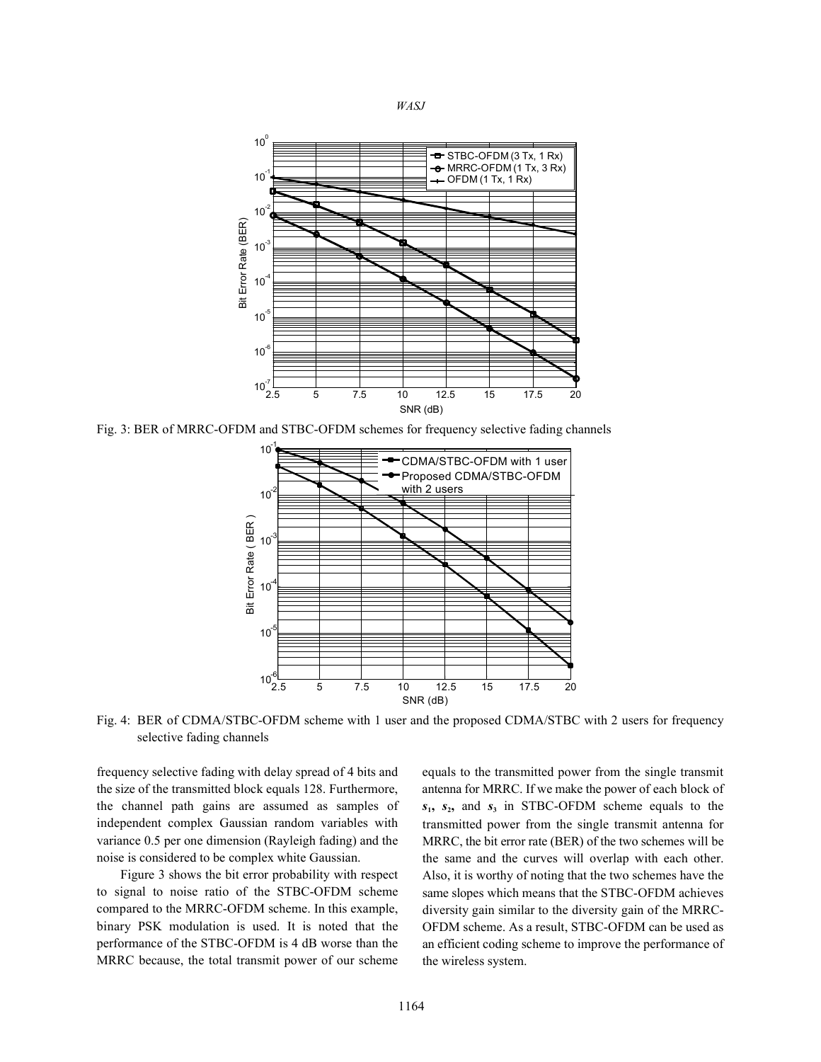Fig. 3: BER of MRRC-OFDM and STBC-OFDM schemes for frequency selective fading channels

Fig. 4: BER of CDMA/STBC-OFDM scheme with 1 user and the proposed CDMA/STBC with 2 users for frequency selective fading channels

frequency selective fading with delay spread of 4 bits and the size of the transmitted block equals 128. Furthermore, the channel path gains are assumed as samples of independent complex Gaussian random variables with variance 0.5 per one dimension (Rayleigh fading) and the noise is considered to be complex white Gaussian.

Figure 3 shows the bit error probability with respect to signal to noise ratio of the STBC-OFDM scheme compared to the MRRC-OFDM scheme. In this example, binary PSK modulation is used. It is noted that the performance of the STBC-OFDM is 4 dB worse than the MRRC because, the total transmit power of our scheme equals to the transmitted power from the single transmit antenna for MRRC. If we make the power of each block of $s_1$, $s_2$, and $s_3$ in STBC-OFDM scheme equals to the transmitted power from the single transmit antenna for MRRC, the bit error rate (BER) of the two schemes will be the same and the curves will overlap with each other. Also, it is worthy of noting that the two schemes have the same slopes which means that the STBC-OFDM achieves diversity gain similar to the diversity gain of the MRRC-OFDM scheme. As a result, STBC-OFDM can be used as an efficient coding scheme to improve the performance of the wireless system.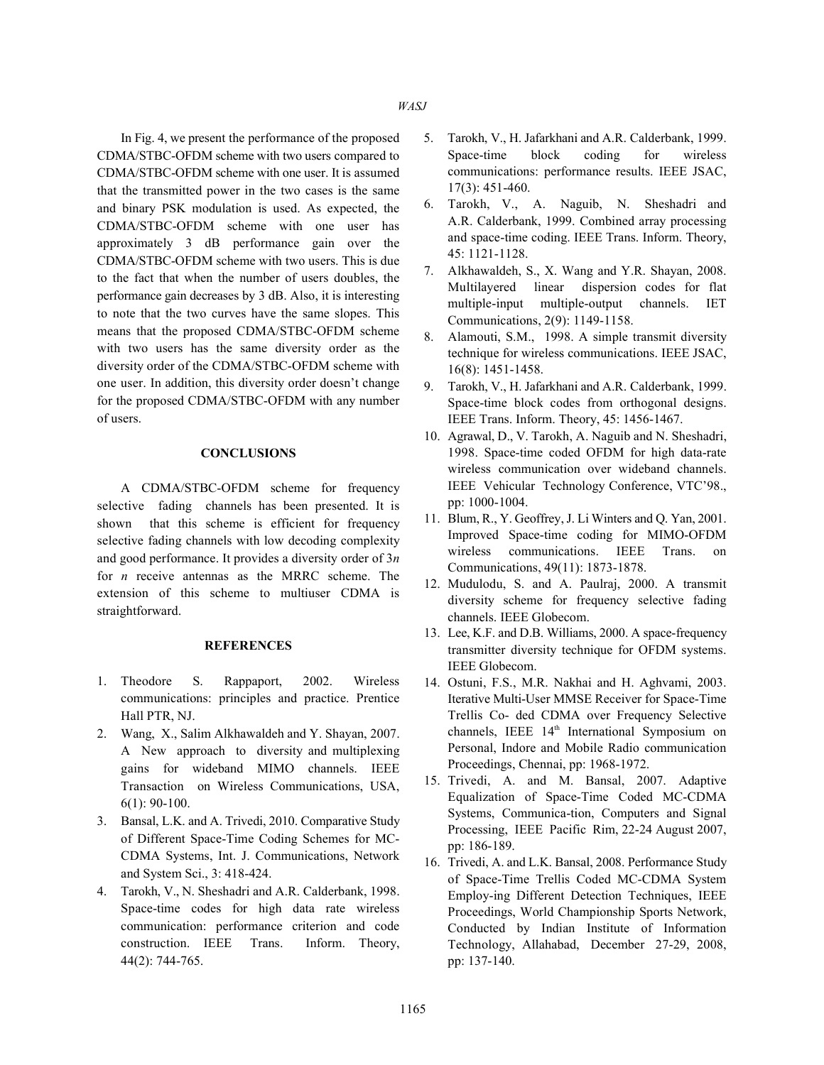In Fig. 4, we present the performance of the proposed CDMA/STBC-OFDM scheme with two users compared to CDMA/STBC-OFDM scheme with one user. It is assumed that the transmitted power in the two cases is the same and binary PSK modulation is used. As expected, the CDMA/STBC-OFDM scheme with one user has approximately 3 dB performance gain over the CDMA/STBC-OFDM scheme with two users. This is due to the fact that when the number of users doubles, the performance gain decreases by 3 dB. Also, it is interesting to note that the two curves have the same slopes. This means that the proposed CDMA/STBC-OFDM scheme with two users has the same diversity order as the diversity order of the CDMA/STBC-OFDM scheme with one user. In addition, this diversity order doesn't change for the proposed CDMA/STBC-OFDM with any number of users.

## CONCLUSIONS

A CDMA/STBC-OFDM scheme for frequency selective fading channels has been presented. It is shown that this scheme is efficient for frequency selective fading channels with low decoding complexity and good performance. It provides a diversity order of $3n$ for $n$ receive antennas as the MRRC scheme. The extension of this scheme to multiuser CDMA is straightforward.

## REFERENCES

1. Theodore S. Rappaport, 2002. Wireless communications: principles and practice. Prentice Hall PTR, NJ.
2. Wang, X., Salim Alkhawaldeh and Y. Shayan, 2007. A New approach to diversity and multiplexing gains for wideband MIMO channels. IEEE Transaction on Wireless Communications, USA, 6(1): 90-100.
3. Bansal, L.K. and A. Trivedi, 2010. Comparative Study of Different Space-Time Coding Schemes for MC-CDMA Systems, Int. J. Communications, Network and System Sci., 3: 418-424.
4. Tarokh, V., N. Sheshadri and A.R. Calderbank, 1998. Space-time codes for high data rate wireless communication: performance criterion and code construction. IEEE Trans. Inform. Theory, 44(2): 744-765.
5. Tarokh, V., H. Jafarkhani and A.R. Calderbank, 1999. Space-time block coding for wireless communications: performance results. IEEE JSAC, 17(3): 451-460.
6. Tarokh, V., A. Naguib, N. Sheshadri and A.R. Calderbank, 1999. Combined array processing and space-time coding. IEEE Trans. Inform. Theory, 45: 1121-1128.
7. Alkhawaldeh, S., X. Wang and Y.R. Shayan, 2008. Multilayered linear dispersion codes for flat multiple-input multiple-output channels. IET Communications, 2(9): 1149-1158.
8. Alamouti, S.M., 1998. A simple transmit diversity technique for wireless communications. IEEE JSAC, 16(8): 1451-1458.
9. Tarokh, V., H. Jafarkhani and A.R. Calderbank, 1999. Space-time block codes from orthogonal designs. IEEE Trans. Inform. Theory, 45: 1456-1467.
10. Agrawal, D., V. Tarokh, A. Naguib and N. Sheshadri, 1998. Space-time coded OFDM for high data-rate wireless communication over wideband channels. IEEE Vehicular Technology Conference, VTC'98., pp: 1000-1004.
11. Blum, R., Y. Geoffrey, J. Li Winters and Q. Yan, 2001. Improved Space-time coding for MIMO-OFDM wireless communications. IEEE Trans. on Communications, 49(11): 1873-1878.
12. Mudulodu, S. and A. Paulraj, 2000. A transmit diversity scheme for frequency selective fading channels. IEEE Globecom.
13. Lee, K.F. and D.B. Williams, 2000. A space-frequency transmitter diversity technique for OFDM systems. IEEE Globecom.
14. Ostuni, F.S., M.R. Nakhai and H. Aghvami, 2003. Iterative Multi-User MMSE Receiver for Space-Time Trellis Co- ded CDMA over Frequency Selective channels, IEEE 14th International Symposium on Personal, Indore and Mobile Radio communication Proceedings, Chennai, pp: 1968-1972.
15. Trivedi, A. and M. Bansal, 2007. Adaptive Equalization of Space-Time Coded MC-CDMA Systems, Communica-tion, Computers and Signal Processing, IEEE Pacific Rim, 22-24 August 2007, pp: 186-189.
16. Trivedi, A. and L.K. Bansal, 2008. Performance Study of Space-Time Trellis Coded MC-CDMA System Employ-ing Different Detection Techniques, IEEE Proceedings, World Championship Sports Network, Conducted by Indian Institute of Information Technology, Allahabad, December 27-29, 2008, pp: 137-140.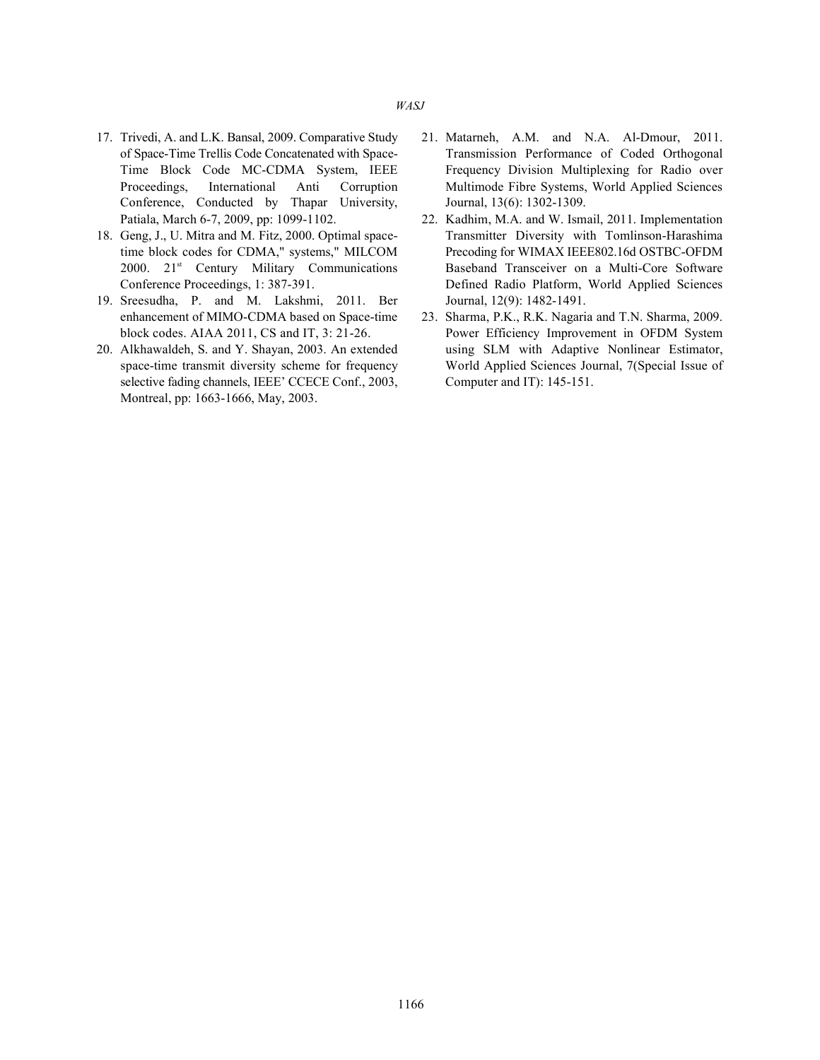17. Trivedi, A. and L.K. Bansal, 2009. Comparative Study of Space-Time Trellis Code Concatenated with Space-Time Block Code MC-CDMA System, IEEE Proceedings, International Anti Corruption Conference, Conducted by Thapar University, Patiala, March 6-7, 2009, pp: 1099-1102.
18. Geng, J., U. Mitra and M. Fitz, 2000. Optimal space-time block codes for CDMA," systems," MILCOM 2000. 21st Century Military Communications Conference Proceedings, 1: 387-391.
19. Sreesudha, P. and M. Lakshmi, 2011. Ber enhancement of MIMO-CDMA based on Space-time block codes. AIAA 2011, CS and IT, 3: 21-26.
20. Alkhawaldeh, S. and Y. Shayan, 2003. An extended space-time transmit diversity scheme for frequency selective fading channels, IEEE' CCECE Conf., 2003, Montreal, pp: 1663-1666, May, 2003.
21. Matarneh, A.M. and N.A. Al-Dmour, 2011. Transmission Performance of Coded Orthogonal Frequency Division Multiplexing for Radio over Multimode Fibre Systems, World Applied Sciences Journal, 13(6): 1302-1309.
22. Kadhim, M.A. and W. Ismail, 2011. Implementation Transmitter Diversity with Tomlinson-Harashima Precoding for WIMAX IEEE802.16d OSTBC-OFDM Baseband Transceiver on a Multi-Core Software Defined Radio Platform, World Applied Sciences Journal, 12(9): 1482-1491.
23. Sharma, P.K., R.K. Nagaria and T.N. Sharma, 2009. Power Efficiency Improvement in OFDM System using SLM with Adaptive Nonlinear Estimator, World Applied Sciences Journal, 7(Special Issue of Computer and IT): 145-151.